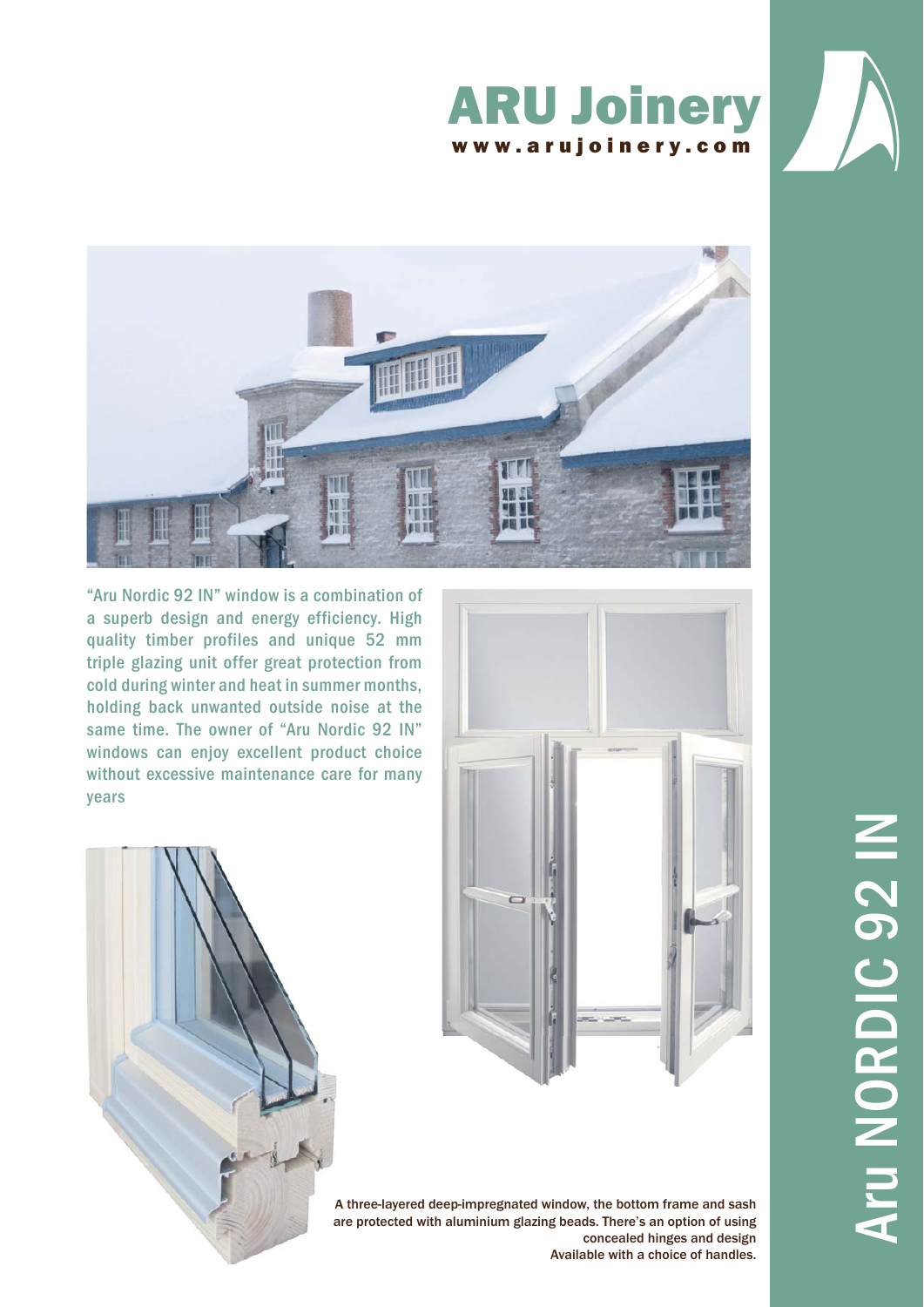# ARU Joinery

**www.arujoinery.com**

## Aru NORDIC 92 IN

"Aru Nordic 92 IN" window is a combination of a superb design and energy efficiency. High quality timber profiles and unique 52 mm triple glazing unit offer great protection from cold during winter and heat in summer months, holding back unwanted outside noise at the same time. The owner of "Aru Nordic 92 IN" windows can enjoy excellent product choice without excessive maintenance care for many years

A three-layered deep-impregnated window, the bottom frame and sash are protected with aluminium glazing beads. There's an option of using concealed hinges and design
Available with a choice of handles.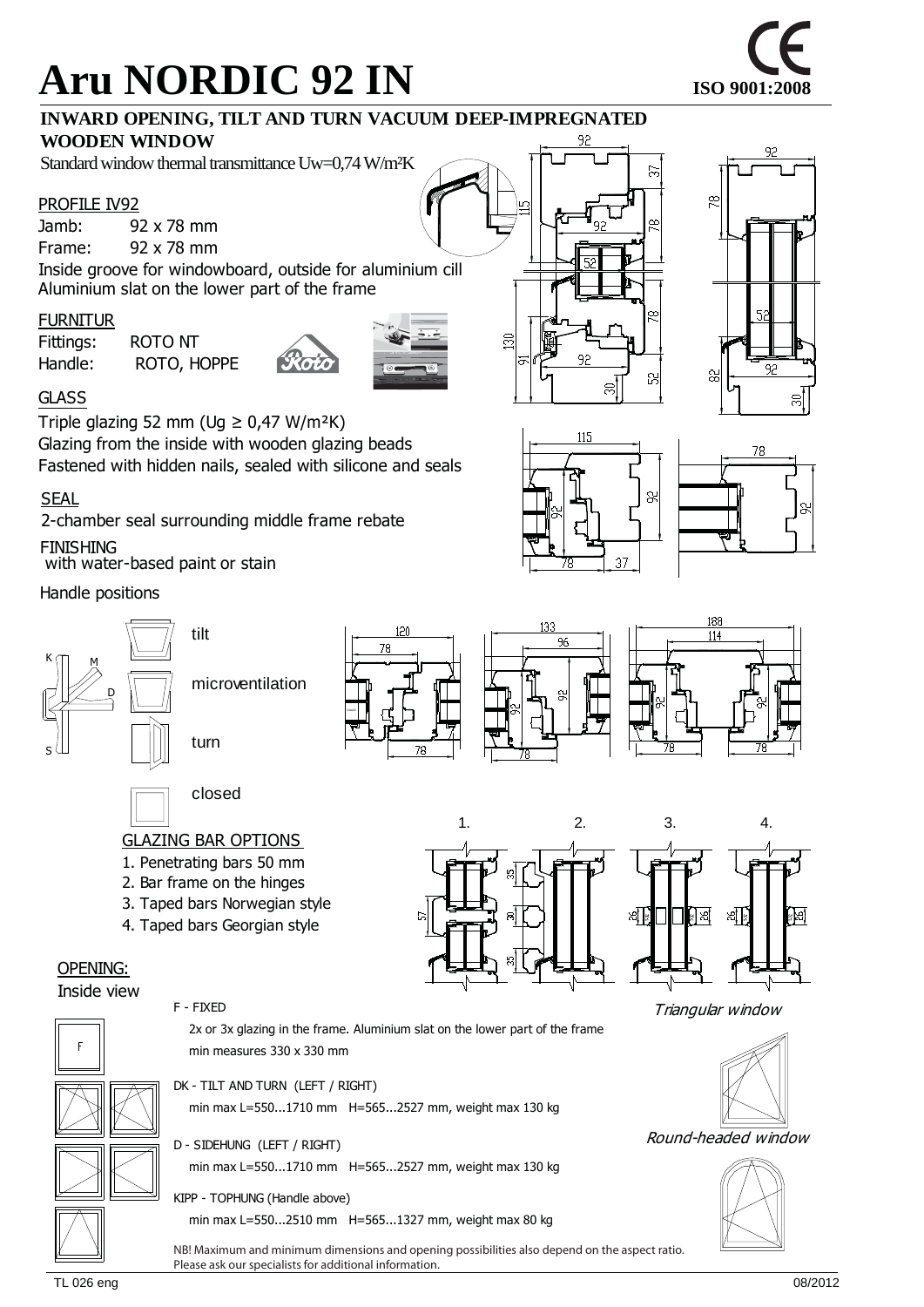# Aru NORDIC 92 IN

ISO 9001:2008

## INWARD OPENING, TILT AND TURN VACUUM DEEP-IMPREGNATED WOODEN WINDOW

Standard window thermal transmittance Uw=0,74 W/m²K

### PROFILE IV92

Jamb: 92 x 78 mm
Frame: 92 x 78 mm
Inside groove for windowboard, outside for aluminium cill
Aluminium slat on the lower part of the frame

### FURNITUR

Fittings: ROTO NT
Handle: ROTO, HOPPE

### GLASS

Triple glazing 52 mm (Ug ≥ 0,47 W/m²K)
Glazing from the inside with wooden glazing beads
Fastened with hidden nails, sealed with silicone and seals

### SEAL

2-chamber seal surrounding middle frame rebate

### FINISHING

with water-based paint or stain

Handle positions

K
M
D
S

tilt

microventilation

turn

closed

### GLAZING BAR OPTIONS

1. Penetrating bars 50 mm
2. Bar frame on the hinges
3. Taped bars Norwegian style
4. Taped bars Georgian style

### OPENING:

Inside view

F - FIXED
2x or 3x glazing in the frame. Aluminium slat on the lower part of the frame
min measures 330 x 330 mm

DK - TILT AND TURN (LEFT / RIGHT)
min max L=550...1710 mm H=565...2527 mm, weight max 130 kg

D - SIDEHUNG (LEFT / RIGHT)
min max L=550...1710 mm H=565...2527 mm, weight max 130 kg

KIPP - TOPHUNG (Handle above)
min max L=550...2510 mm H=565...1327 mm, weight max 80 kg

NB! Maximum and minimum dimensions and opening possibilities also depend on the aspect ratio.
Please ask our specialists for additional information.

*Triangular window*

*Round-headed window*

TL 026 eng

08/2012